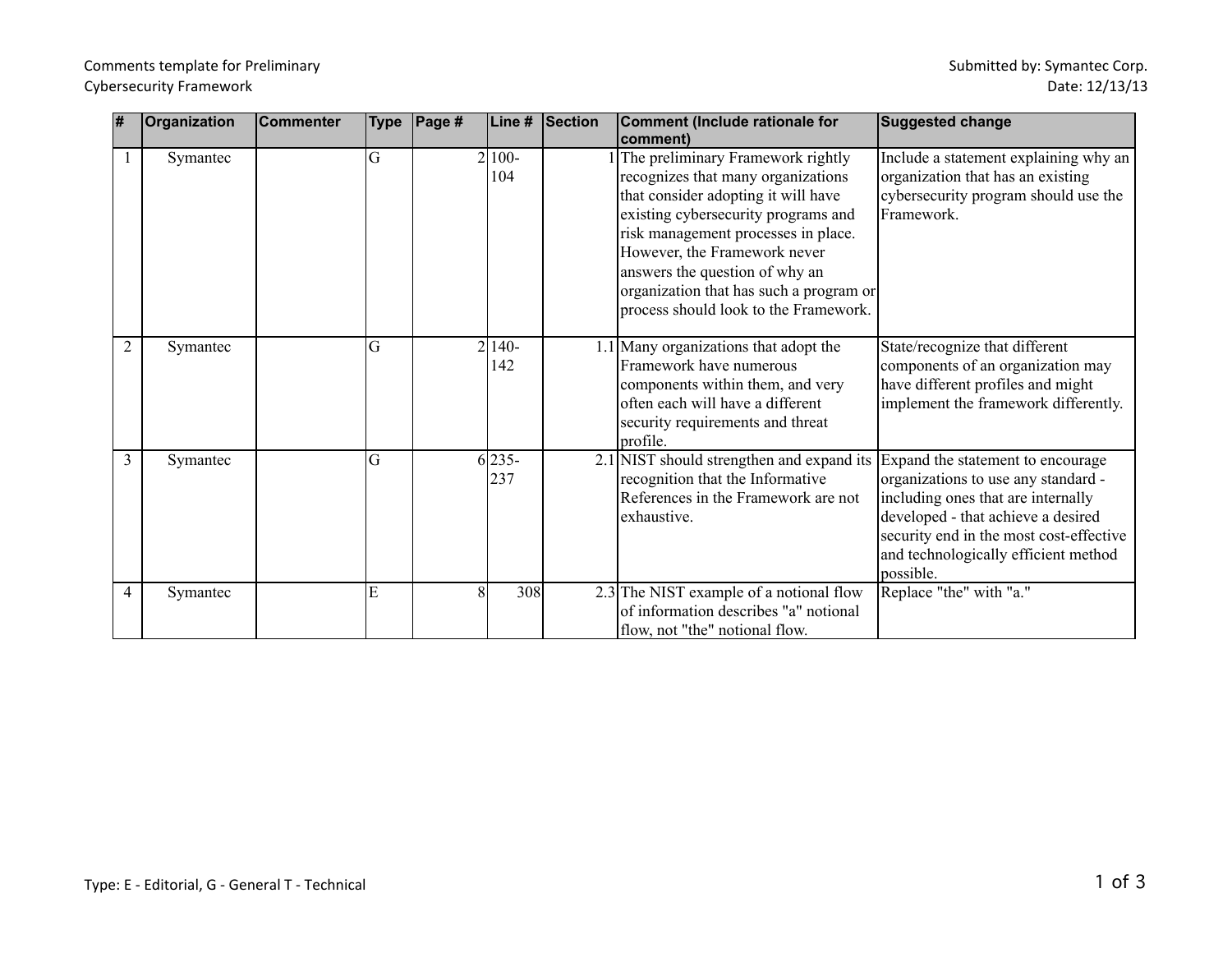Comments template for Preliminary Cybersecurity Framework

Submitted by: Symantec Corp.
Date: 12/13/13

| # | Organization | Commenter | Type | Page # | Line # | Section | Comment (Include rationale for comment) | Suggested change |
|---|---|---|---|---|---|---|---|---|
| 1 | Symantec | | G | 2 | 100-104 | 1 | The preliminary Framework rightly recognizes that many organizations that consider adopting it will have existing cybersecurity programs and risk management processes in place. However, the Framework never answers the question of why an organization that has such a program or process should look to the Framework. | Include a statement explaining why an organization that has an existing cybersecurity program should use the Framework. |
| 2 | Symantec | | G | 2 | 140-142 | 1.1 | Many organizations that adopt the Framework have numerous components within them, and very often each will have a different security requirements and threat profile. | State/recognize that different components of an organization may have different profiles and might implement the framework differently. |
| 3 | Symantec | | G | 6 | 235-237 | 2.1 | NIST should strengthen and expand its recognition that the Informative References in the Framework are not exhaustive. | Expand the statement to encourage organizations to use any standard - including ones that are internally developed - that achieve a desired security end in the most cost-effective and technologically efficient method possible. |
| 4 | Symantec | | E | 8 | 308 | 2.3 | The NIST example of a notional flow of information describes "a" notional flow, not "the" notional flow. | Replace "the" with "a." |

Type: E - Editorial, G - General T - Technical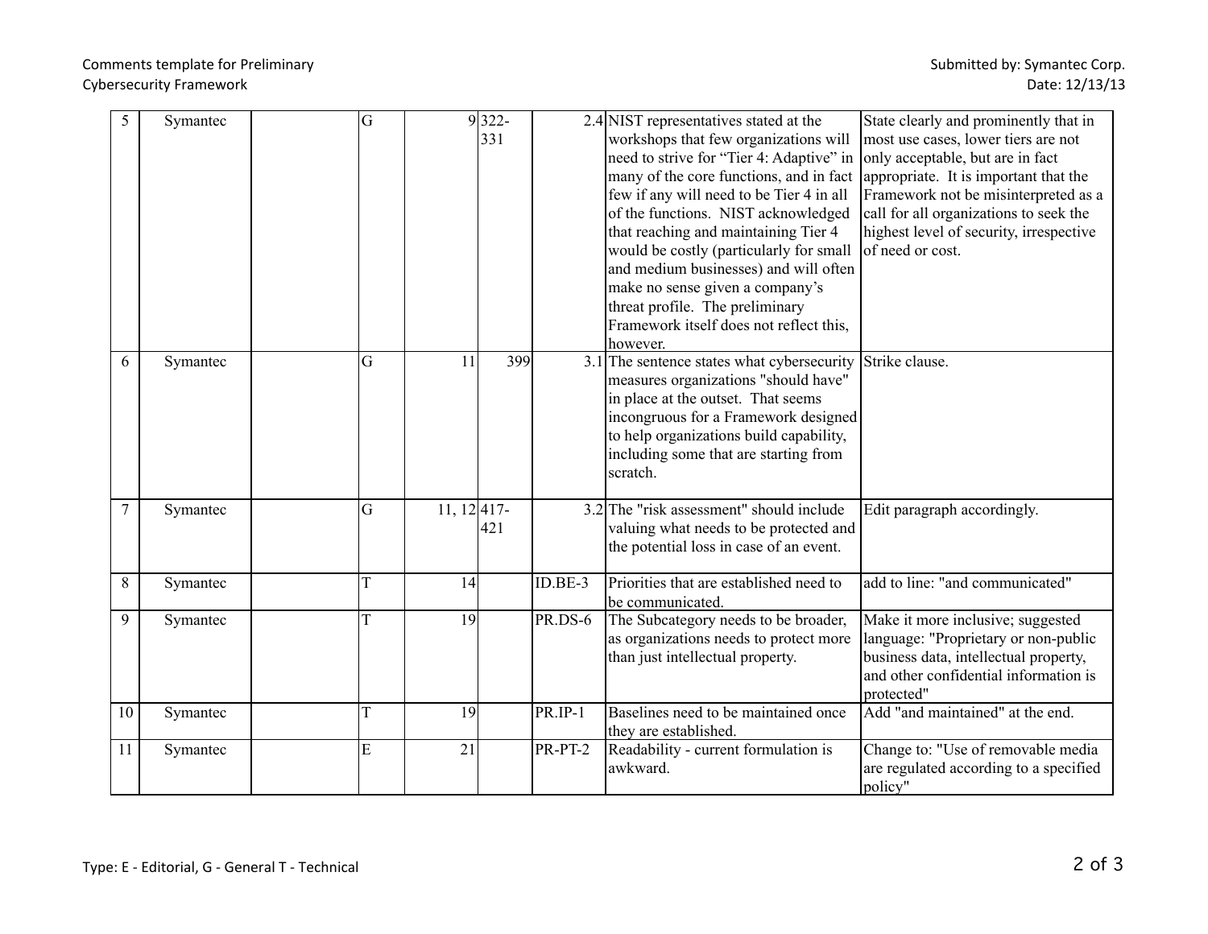| 5 | Symantec | | G | 9 | 322-331 | 2.4 | NIST representatives stated at the workshops that few organizations will need to strive for "Tier 4: Adaptive" in many of the core functions, and in fact few if any will need to be Tier 4 in all of the functions. NIST acknowledged that reaching and maintaining Tier 4 would be costly (particularly for small and medium businesses) and will often make no sense given a company's threat profile. The preliminary Framework itself does not reflect this, however. | State clearly and prominently that in most use cases, lower tiers are not only acceptable, but are in fact appropriate. It is important that the Framework not be misinterpreted as a call for all organizations to seek the highest level of security, irrespective of need or cost. |
|---|---|---|---|---|---|---|---|---|
| 6 | Symantec | | G | 11 | 399 | 3.1 | The sentence states what cybersecurity measures organizations "should have" in place at the outset. That seems incongruous for a Framework designed to help organizations build capability, including some that are starting from scratch. | Strike clause. |
| 7 | Symantec | | G | 11, 12 | 417-421 | 3.2 | The "risk assessment" should include valuing what needs to be protected and the potential loss in case of an event. | Edit paragraph accordingly. |
| 8 | Symantec | | T | 14 | | ID.BE-3 | Priorities that are established need to be communicated. | add to line: "and communicated" |
| 9 | Symantec | | T | 19 | | PR.DS-6 | The Subcategory needs to be broader, as organizations needs to protect more than just intellectual property. | Make it more inclusive; suggested language: "Proprietary or non-public business data, intellectual property, and other confidential information is protected" |
| 10 | Symantec | | T | 19 | | PR.IP-1 | Baselines need to be maintained once they are established. | Add "and maintained" at the end. |
| 11 | Symantec | | E | 21 | | PR-PT-2 | Readability - current formulation is awkward. | Change to: "Use of removable media are regulated according to a specified policy" |

Type: E - Editorial, G - General T - Technical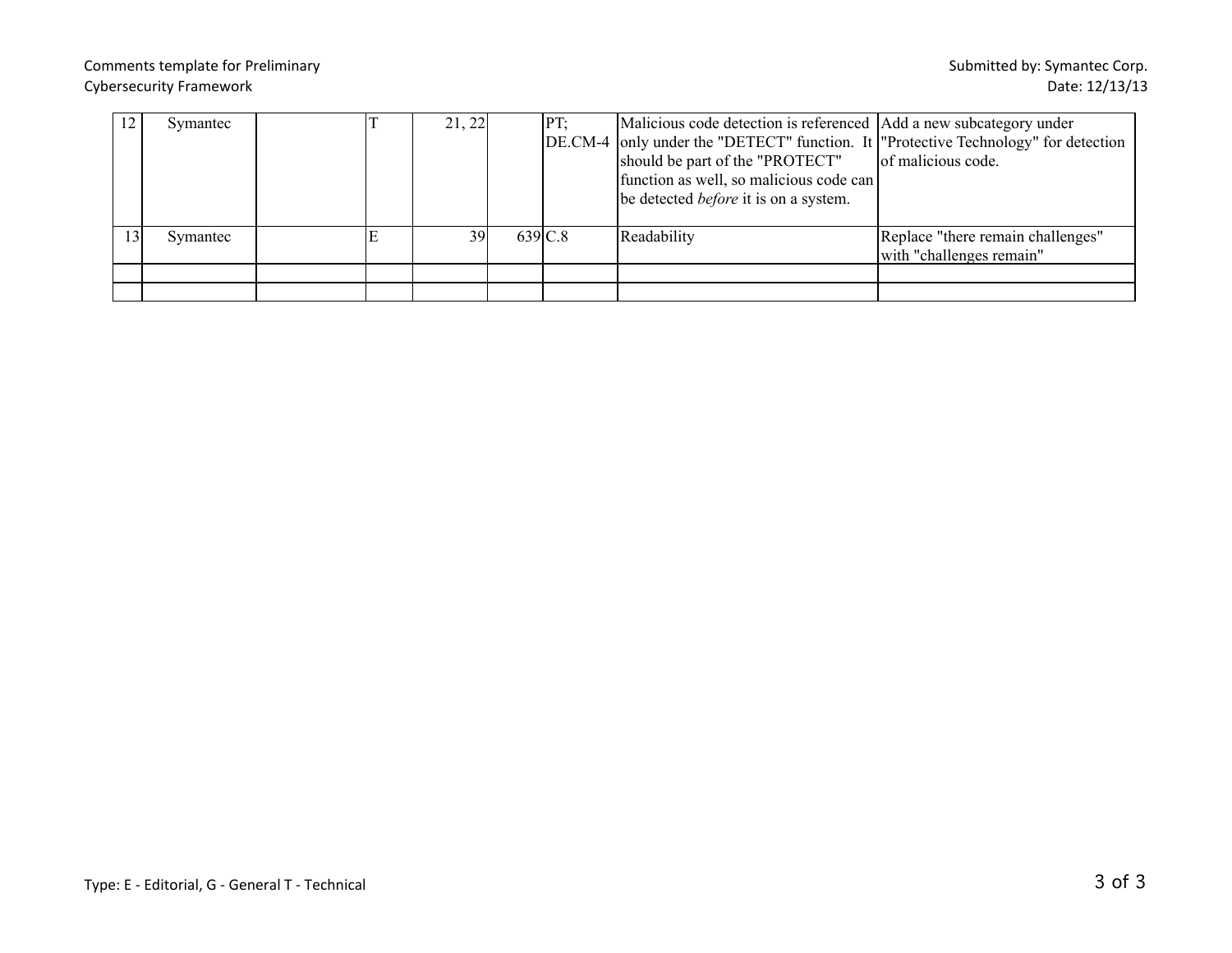| | | | | | | | | |
|---|---|---|---|---|---|---|---|---|
| 12 | Symantec | | T | 21, 22 | | PT; DE.CM-4 | Malicious code detection is referenced only under the "DETECT" function. It should be part of the "PROTECT" function as well, so malicious code can be detected *before* it is on a system. | Add a new subcategory under "Protective Technology" for detection of malicious code. |
| 13 | Symantec | | E | 39 | 639 | C.8 | Readability | Replace "there remain challenges" with "challenges remain" |
| | | | | | | | | |
| | | | | | | | | |

Type: E - Editorial, G - General T - Technical